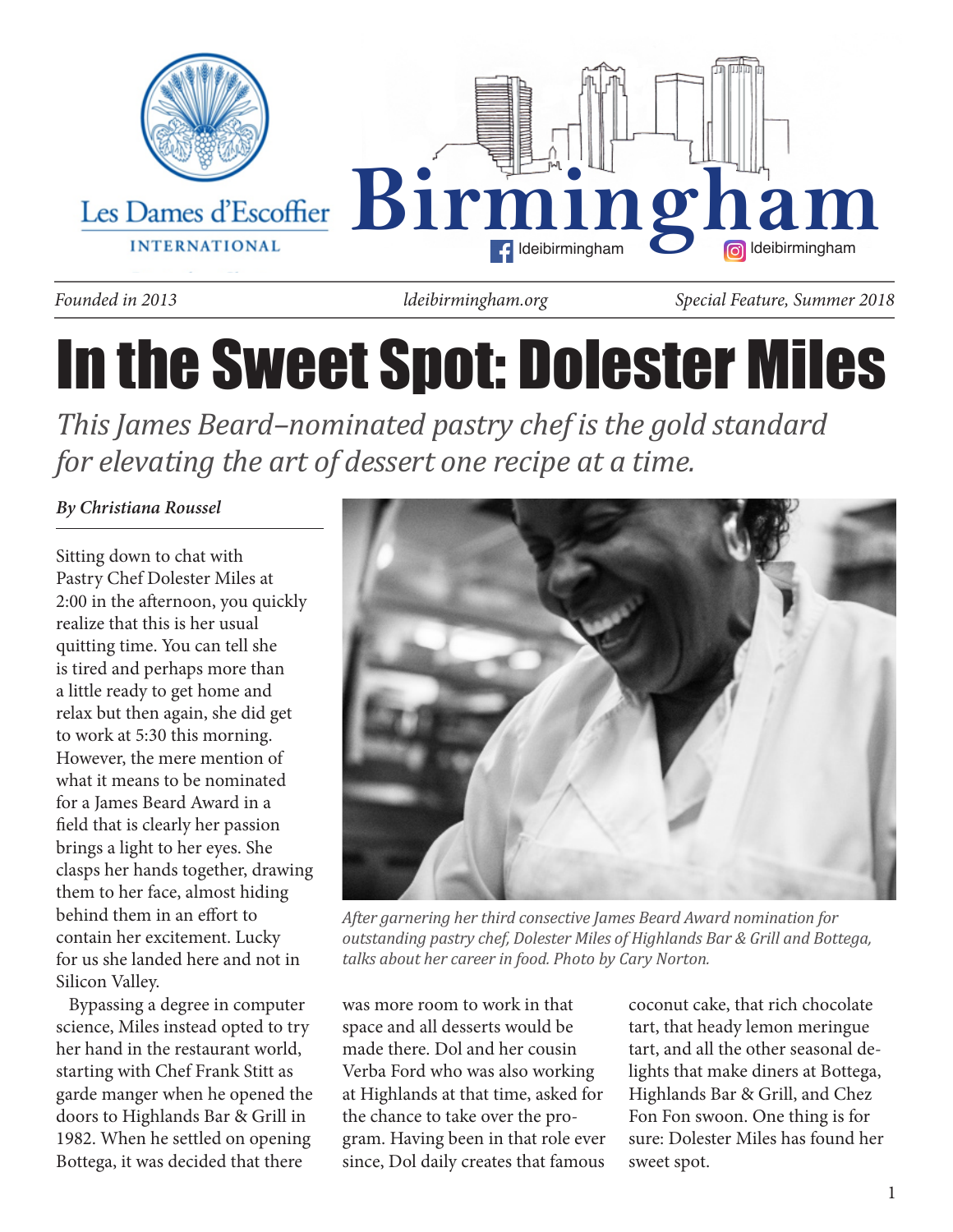Les Dames d'Escoffier INTERNATIONAL

# Birmingham

ldeibirmingham ldeibirmingham

*Founded in 2013* *ldeibirmingham.org* *Special Feature, Summer 2018*

# In the Sweet Spot: Dolester Miles

*This James Beard–nominated pastry chef is the gold standard for elevating the art of dessert one recipe at a time.*

***By Christiana Roussel***

Sitting down to chat with Pastry Chef Dolester Miles at 2:00 in the afternoon, you quickly realize that this is her usual quitting time. You can tell she is tired and perhaps more than a little ready to get home and relax but then again, she did get to work at 5:30 this morning. However, the mere mention of what it means to be nominated for a James Beard Award in a field that is clearly her passion brings a light to her eyes. She clasps her hands together, drawing them to her face, almost hiding behind them in an effort to contain her excitement. Lucky for us she landed here and not in Silicon Valley.

Bypassing a degree in computer science, Miles instead opted to try her hand in the restaurant world, starting with Chef Frank Stitt as garde manger when he opened the doors to Highlands Bar & Grill in 1982. When he settled on opening Bottega, it was decided that there was more room to work in that space and all desserts would be made there. Dol and her cousin Verba Ford who was also working at Highlands at that time, asked for the chance to take over the program. Having been in that role ever since, Dol daily creates that famous coconut cake, that rich chocolate tart, that heady lemon meringue tart, and all the other seasonal delights that make diners at Bottega, Highlands Bar & Grill, and Chez Fon Fon swoon. One thing is for sure: Dolester Miles has found her sweet spot.

*After garnering her third consective James Beard Award nomination for outstanding pastry chef, Dolester Miles of Highlands Bar & Grill and Bottega, talks about her career in food. Photo by Cary Norton.*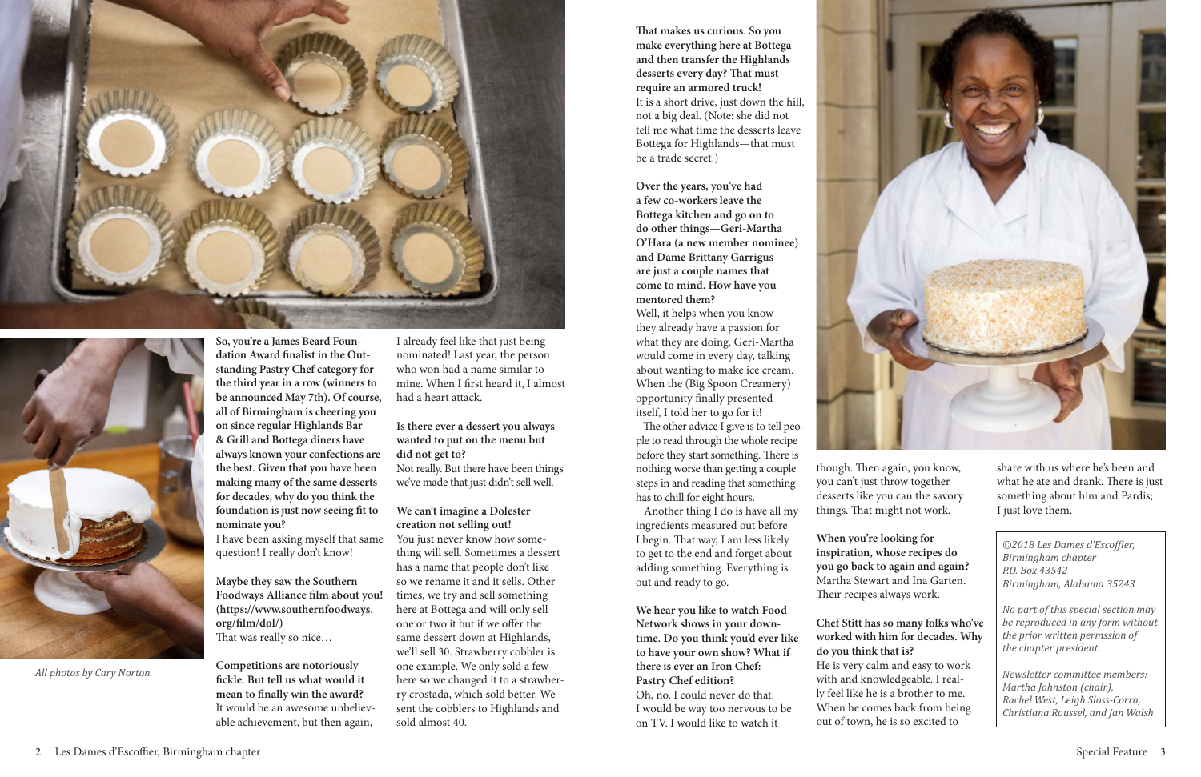*All photos by Cary Norton.*

**So, you're a James Beard Foundation Award finalist in the Outstanding Pastry Chef category for the third year in a row (winners to be announced May 7th). Of course, all of Birmingham is cheering you on since regular Highlands Bar & Grill and Bottega diners have always known your confections are the best. Given that you have been making many of the same desserts for decades, why do you think the foundation is just now seeing fit to nominate you?**
I have been asking myself that same question! I really don't know!

**Maybe they saw the Southern Foodways Alliance film about you! (https://www.southernfoodways.org/film/dol/)**
That was really so nice…

**Competitions are notoriously fickle. But tell us what would it mean to finally win the award?**
It would be an awesome unbelievable achievement, but then again, I already feel like that just being nominated! Last year, the person who won had a name similar to mine. When I first heard it, I almost had a heart attack.

**Is there ever a dessert you always wanted to put on the menu but did not get to?**
Not really. But there have been things we've made that just didn't sell well.

**We can't imagine a Dolester creation not selling out!**
You just never know how something will sell. Sometimes a dessert has a name that people don't like so we rename it and it sells. Other times, we try and sell something here at Bottega and will only sell one or two it but if we offer the same dessert down at Highlands, we'll sell 30. Strawberry cobbler is one example. We only sold a few here so we changed it to a strawberry crostada, which sold better. We sent the cobblers to Highlands and sold almost 40.

**That makes us curious. So you make everything here at Bottega and then transfer the Highlands desserts every day? That must require an armored truck!**
It is a short drive, just down the hill, not a big deal. (Note: she did not tell me what time the desserts leave Bottega for Highlands—that must be a trade secret.)

**Over the years, you've had a few co-workers leave the Bottega kitchen and go on to do other things—Geri-Martha O'Hara (a new member nominee) and Dame Brittany Garrigus are just a couple names that come to mind. How have you mentored them?**
Well, it helps when you know they already have a passion for what they are doing. Geri-Martha would come in every day, talking about wanting to make ice cream. When the (Big Spoon Creamery) opportunity finally presented itself, I told her to go for it!

The other advice I give is to tell people to read through the whole recipe before they start something. There is nothing worse than getting a couple steps in and reading that something has to chill for eight hours.

Another thing I do is have all my ingredients measured out before I begin. That way, I am less likely to get to the end and forget about adding something. Everything is out and ready to go.

**We hear you like to watch Food Network shows in your downtime. Do you think you'd ever like to have your own show? What if there is ever an Iron Chef: Pastry Chef edition?**
Oh, no. I could never do that. I would be way too nervous to be on TV. I would like to watch it though. Then again, you know, you can't just throw together desserts like you can the savory things. That might not work.

**When you're looking for inspiration, whose recipes do you go back to again and again?**
Martha Stewart and Ina Garten. Their recipes always work.

**Chef Stitt has so many folks who've worked with him for decades. Why do you think that is?**
He is very calm and easy to work with and knowledgeable. I really feel like he is a brother to me. When he comes back from being out of town, he is so excited to share with us where he's been and what he ate and drank. There is just something about him and Pardis; I just love them.

*©2018 Les Dames d'Escoffier, Birmingham chapter*
*P.O. Box 43542*
*Birmingham, Alabama 35243*

*No part of this special section may be reproduced in any form without the prior written permssion of the chapter president.*

*Newsletter committee members: Martha Johnston (chair), Rachel West, Leigh Sloss-Corra, Christiana Roussel, and Jan Walsh*